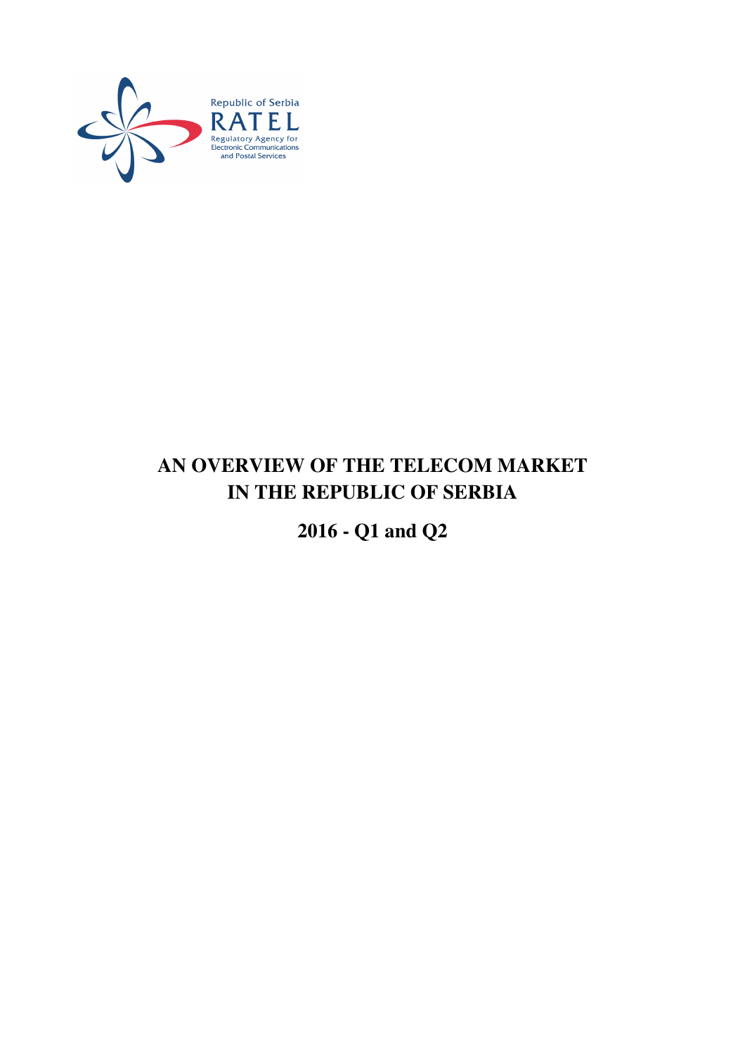Republic of Serbia
RATEL
Regulatory Agency for
Electronic Communications
and Postal Services

# AN OVERVIEW OF THE TELECOM MARKET IN THE REPUBLIC OF SERBIA

## 2016 - Q1 and Q2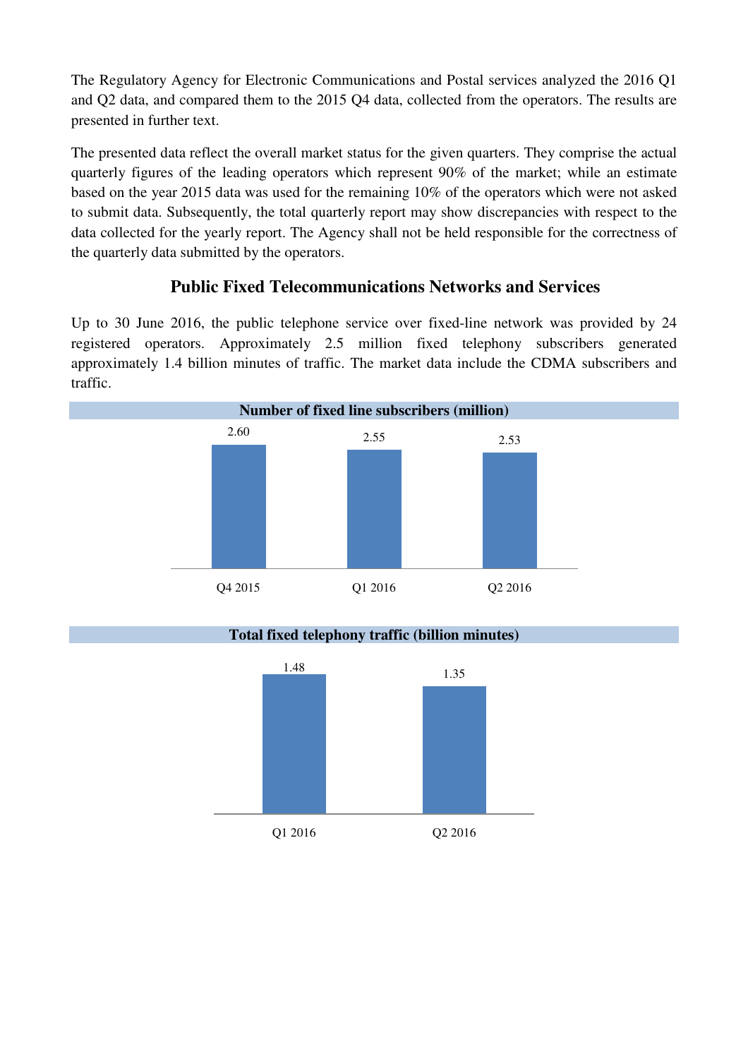The Regulatory Agency for Electronic Communications and Postal services analyzed the 2016 Q1 and Q2 data, and compared them to the 2015 Q4 data, collected from the operators. The results are presented in further text.

The presented data reflect the overall market status for the given quarters. They comprise the actual quarterly figures of the leading operators which represent 90% of the market; while an estimate based on the year 2015 data was used for the remaining 10% of the operators which were not asked to submit data. Subsequently, the total quarterly report may show discrepancies with respect to the data collected for the yearly report. The Agency shall not be held responsible for the correctness of the quarterly data submitted by the operators.

## Public Fixed Telecommunications Networks and Services

Up to 30 June 2016, the public telephone service over fixed-line network was provided by 24 registered operators. Approximately 2.5 million fixed telephony subscribers generated approximately 1.4 billion minutes of traffic. The market data include the CDMA subscribers and traffic.

**Number of fixed line subscribers (million)**

| Q4 2015 | Q1 2016 | Q2 2016 |
|---|---|---|
| 2.60 | 2.55 | 2.53 |

**Total fixed telephony traffic (billion minutes)**

| Q1 2016 | Q2 2016 |
|---|---|
| 1.48 | 1.35 |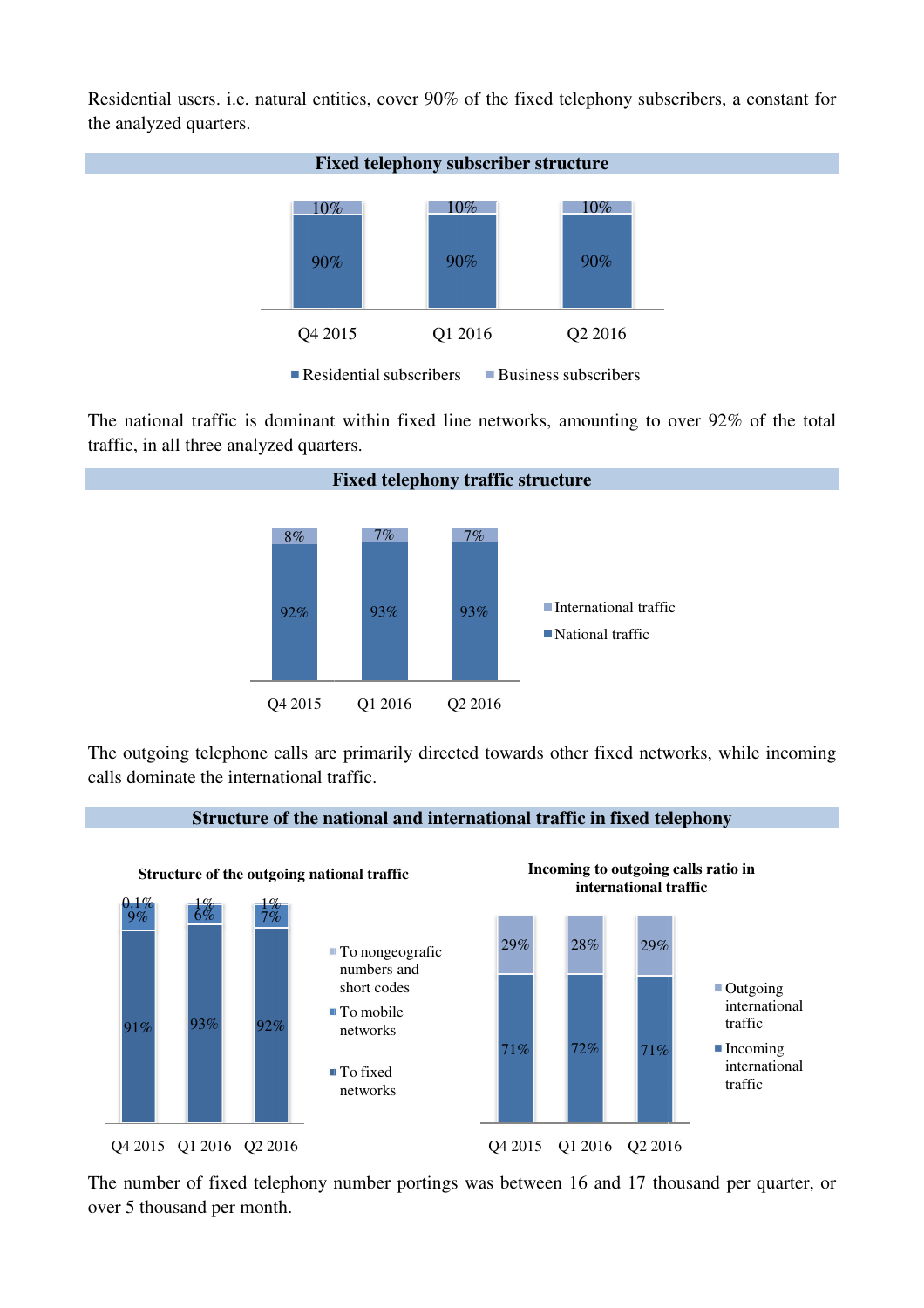Residential users. i.e. natural entities, cover 90% of the fixed telephony subscribers, a constant for the analyzed quarters.

**Fixed telephony subscriber structure**

| | Q4 2015 | Q1 2016 | Q2 2016 |
|---|---|---|---|
| Residential subscribers | 90% | 90% | 90% |
| Business subscribers | 10% | 10% | 10% |

The national traffic is dominant within fixed line networks, amounting to over 92% of the total traffic, in all three analyzed quarters.

**Fixed telephony traffic structure**

| | Q4 2015 | Q1 2016 | Q2 2016 |
|---|---|---|---|
| International traffic | 8% | 7% | 7% |
| National traffic | 92% | 93% | 93% |

The outgoing telephone calls are primarily directed towards other fixed networks, while incoming calls dominate the international traffic.

**Structure of the national and international traffic in fixed telephony**

**Structure of the outgoing national traffic**

| | Q4 2015 | Q1 2016 | Q2 2016 |
|---|---|---|---|
| To nongeografic numbers and short codes | 0.1% | 1% | 1% |
| To mobile networks | 9% | 6% | 7% |
| To fixed networks | 91% | 93% | 92% |

**Incoming to outgoing calls ratio in international traffic**

| | Q4 2015 | Q1 2016 | Q2 2016 |
|---|---|---|---|
| Outgoing international traffic | 29% | 28% | 29% |
| Incoming international traffic | 71% | 72% | 71% |

The number of fixed telephony number portings was between 16 and 17 thousand per quarter, or over 5 thousand per month.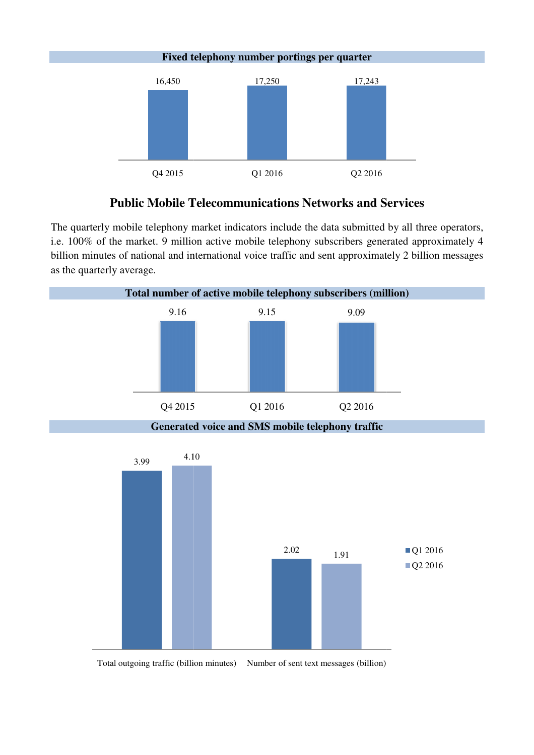**Fixed telephony number portings per quarter**

| Q4 2015 | Q1 2016 | Q2 2016 |
|---|---|---|
| 16,450 | 17,250 | 17,243 |

## Public Mobile Telecommunications Networks and Services

The quarterly mobile telephony market indicators include the data submitted by all three operators, i.e. 100% of the market. 9 million active mobile telephony subscribers generated approximately 4 billion minutes of national and international voice traffic and sent approximately 2 billion messages as the quarterly average.

**Total number of active mobile telephony subscribers (million)**

| Q4 2015 | Q1 2016 | Q2 2016 |
|---|---|---|
| 9.16 | 9.15 | 9.09 |

**Generated voice and SMS mobile telephony traffic**

| | Q1 2016 | Q2 2016 |
|---|---|---|
| Total outgoing traffic (billion minutes) | 3.99 | 4.10 |
| Number of sent text messages (billion) | 2.02 | 1.91 |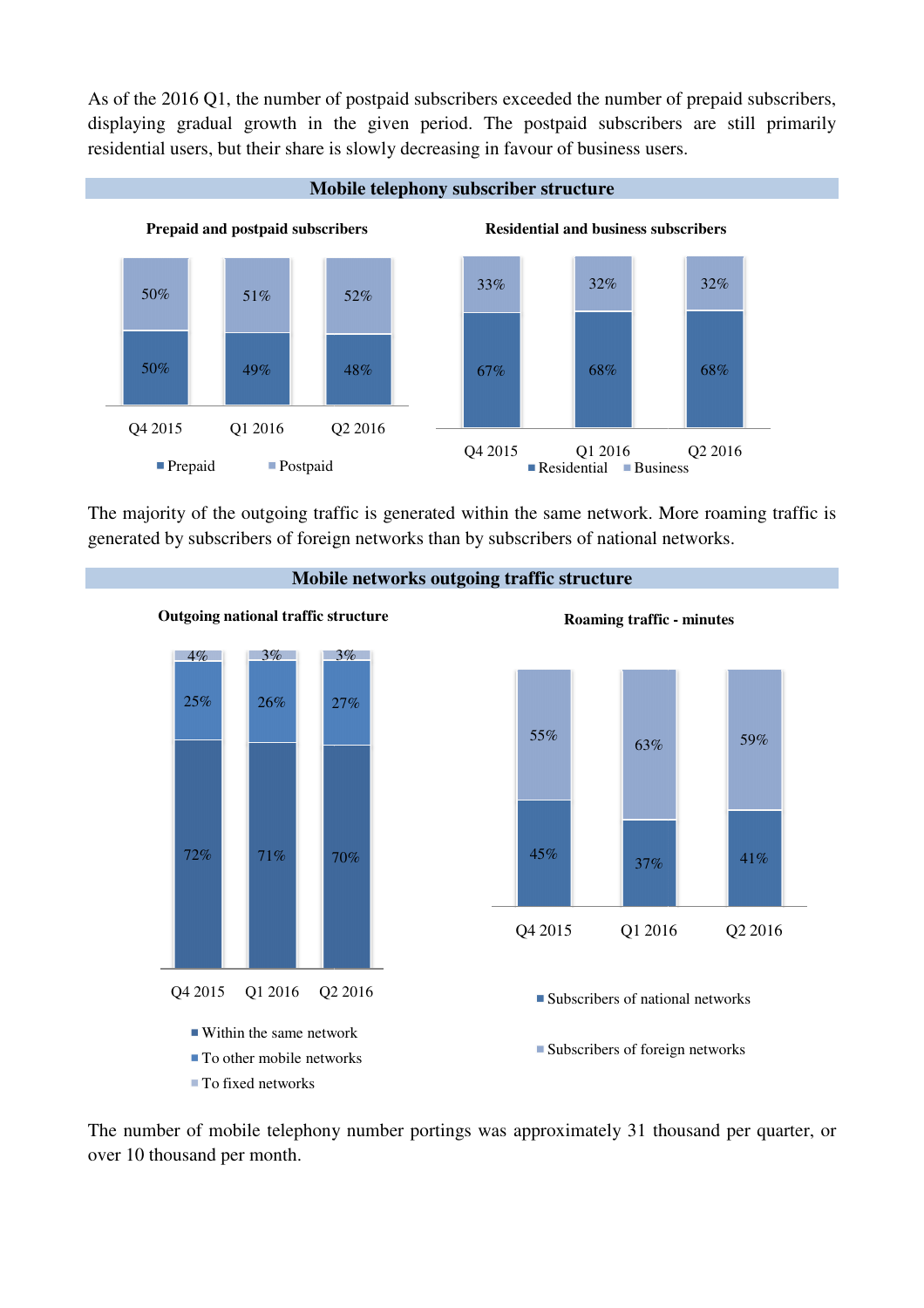As of the 2016 Q1, the number of postpaid subscribers exceeded the number of prepaid subscribers, displaying gradual growth in the given period. The postpaid subscribers are still primarily residential users, but their share is slowly decreasing in favour of business users.

## Mobile telephony subscriber structure

**Prepaid and postpaid subscribers**

| | Q4 2015 | Q1 2016 | Q2 2016 |
|---|---|---|---|
| Prepaid | 50% | 49% | 48% |
| Postpaid | 50% | 51% | 52% |

**Residential and business subscribers**

| | Q4 2015 | Q1 2016 | Q2 2016 |
|---|---|---|---|
| Residential | 67% | 68% | 68% |
| Business | 33% | 32% | 32% |

The majority of the outgoing traffic is generated within the same network. More roaming traffic is generated by subscribers of foreign networks than by subscribers of national networks.

## Mobile networks outgoing traffic structure

**Outgoing national traffic structure**

| | Q4 2015 | Q1 2016 | Q2 2016 |
|---|---|---|---|
| Within the same network | 72% | 71% | 70% |
| To other mobile networks | 25% | 26% | 27% |
| To fixed networks | 4% | 3% | 3% |

**Roaming traffic - minutes**

| | Q4 2015 | Q1 2016 | Q2 2016 |
|---|---|---|---|
| Subscribers of national networks | 45% | 37% | 41% |
| Subscribers of foreign networks | 55% | 63% | 59% |

The number of mobile telephony number portings was approximately 31 thousand per quarter, or over 10 thousand per month.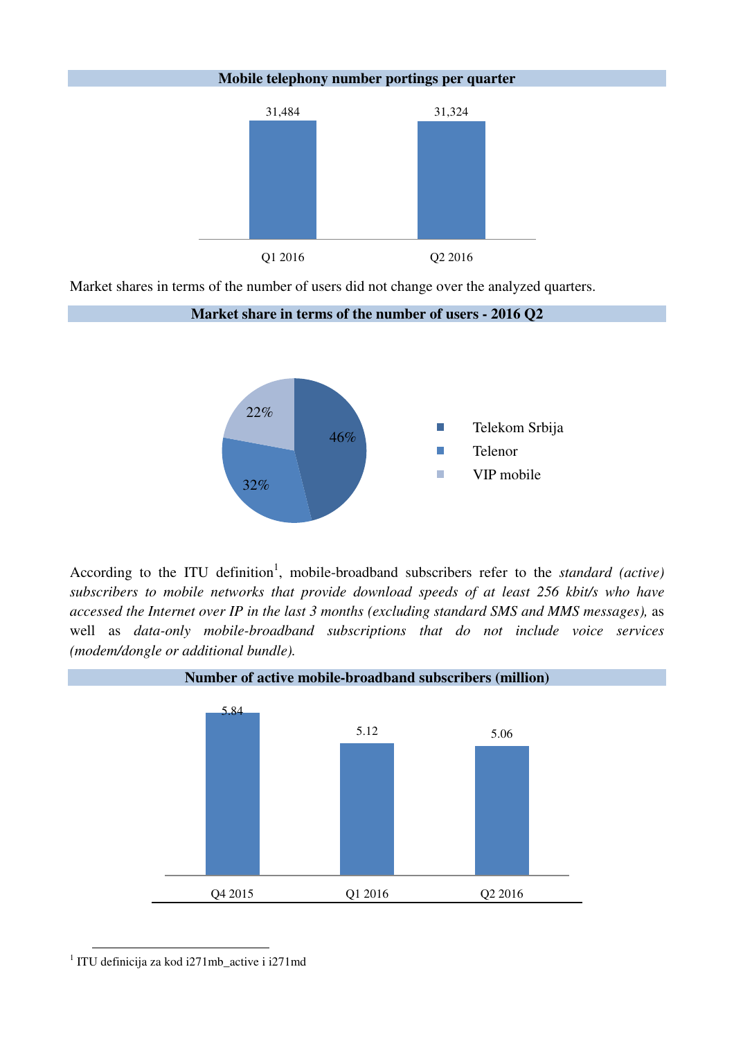**Mobile telephony number portings per quarter**

| Quarter | Number portings |
|---|---|
| Q1 2016 | 31,484 |
| Q2 2016 | 31,324 |

Market shares in terms of the number of users did not change over the analyzed quarters.

**Market share in terms of the number of users - 2016 Q2**

| Operator | Market share |
|---|---|
| Telekom Srbija | 46% |
| Telenor | 32% |
| VIP mobile | 22% |

According to the ITU definition[1], mobile-broadband subscribers refer to the *standard (active) subscribers to mobile networks that provide download speeds of at least 256 kbit/s who have accessed the Internet over IP in the last 3 months (excluding standard SMS and MMS messages),* as well as *data-only mobile-broadband subscriptions that do not include voice services (modem/dongle or additional bundle).*

**Number of active mobile-broadband subscribers (million)**

| Quarter | Subscribers (million) |
|---|---|
| Q4 2015 | 5.84 |
| Q1 2016 | 5.12 |
| Q2 2016 | 5.06 |

[1] ITU definicija za kod i271mb_active i i271md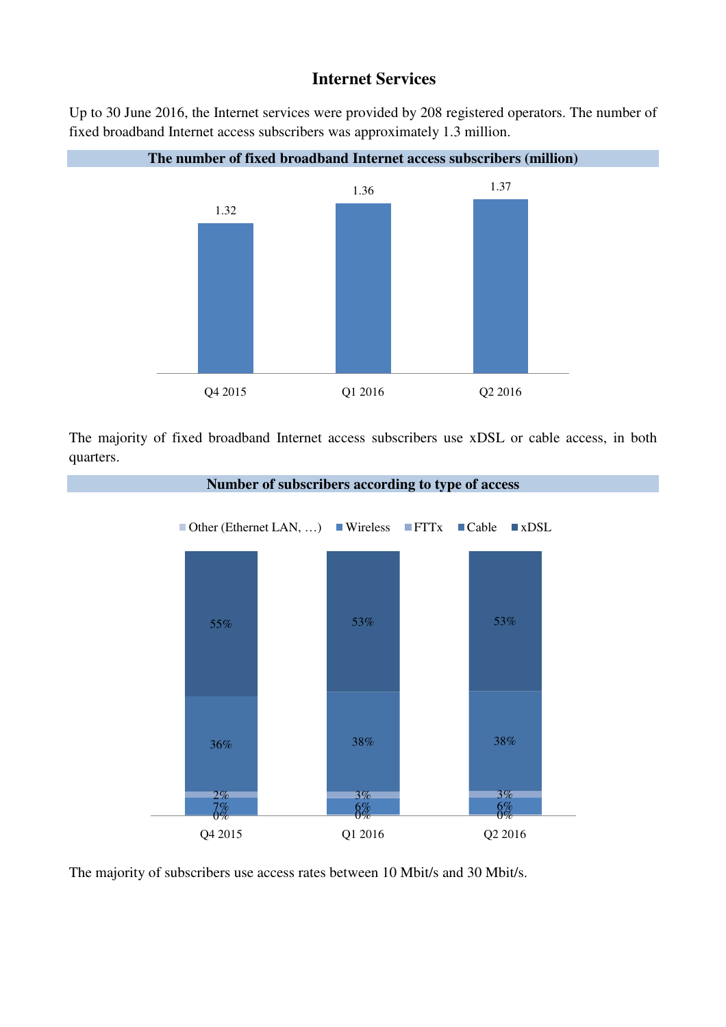## Internet Services

Up to 30 June 2016, the Internet services were provided by 208 registered operators. The number of fixed broadband Internet access subscribers was approximately 1.3 million.

**The number of fixed broadband Internet access subscribers (million)**

| Q4 2015 | Q1 2016 | Q2 2016 |
|---|---|---|
| 1.32 | 1.36 | 1.37 |

The majority of fixed broadband Internet access subscribers use xDSL or cable access, in both quarters.

**Number of subscribers according to type of access**

| | Q4 2015 | Q1 2016 | Q2 2016 |
|---|---|---|---|
| xDSL | 55% | 53% | 53% |
| Cable | 36% | 38% | 38% |
| FTTx | 2% | 3% | 3% |
| Wireless | 7% | 6% | 6% |
| Other (Ethernet LAN, …) | 0% | 0% | 0% |

The majority of subscribers use access rates between 10 Mbit/s and 30 Mbit/s.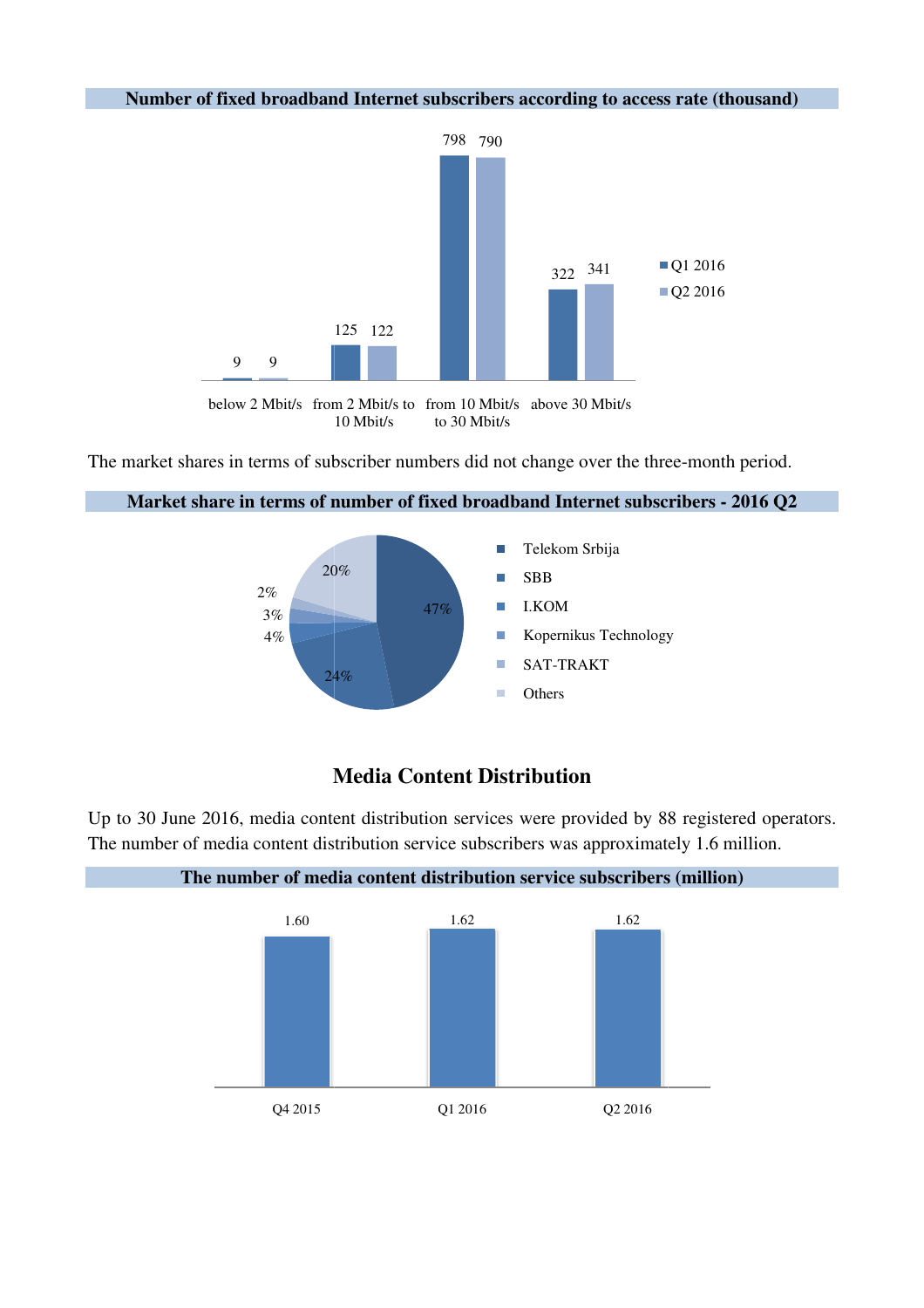**Number of fixed broadband Internet subscribers according to access rate (thousand)**

| | below 2 Mbit/s | from 2 Mbit/s to 10 Mbit/s | from 10 Mbit/s to 30 Mbit/s | above 30 Mbit/s |
|---|---|---|---|---|
| Q1 2016 | 9 | 125 | 798 | 322 |
| Q2 2016 | 9 | 122 | 790 | 341 |

The market shares in terms of subscriber numbers did not change over the three-month period.

**Market share in terms of number of fixed broadband Internet subscribers - 2016 Q2**

| Operator | Share |
|---|---|
| Telekom Srbija | 47% |
| SBB | 24% |
| I.KOM | 4% |
| Kopernikus Technology | 3% |
| SAT-TRAKT | 2% |
| Others | 20% |

## Media Content Distribution

Up to 30 June 2016, media content distribution services were provided by 88 registered operators. The number of media content distribution service subscribers was approximately 1.6 million.

**The number of media content distribution service subscribers (million)**

| Q4 2015 | Q1 2016 | Q2 2016 |
|---|---|---|
| 1.60 | 1.62 | 1.62 |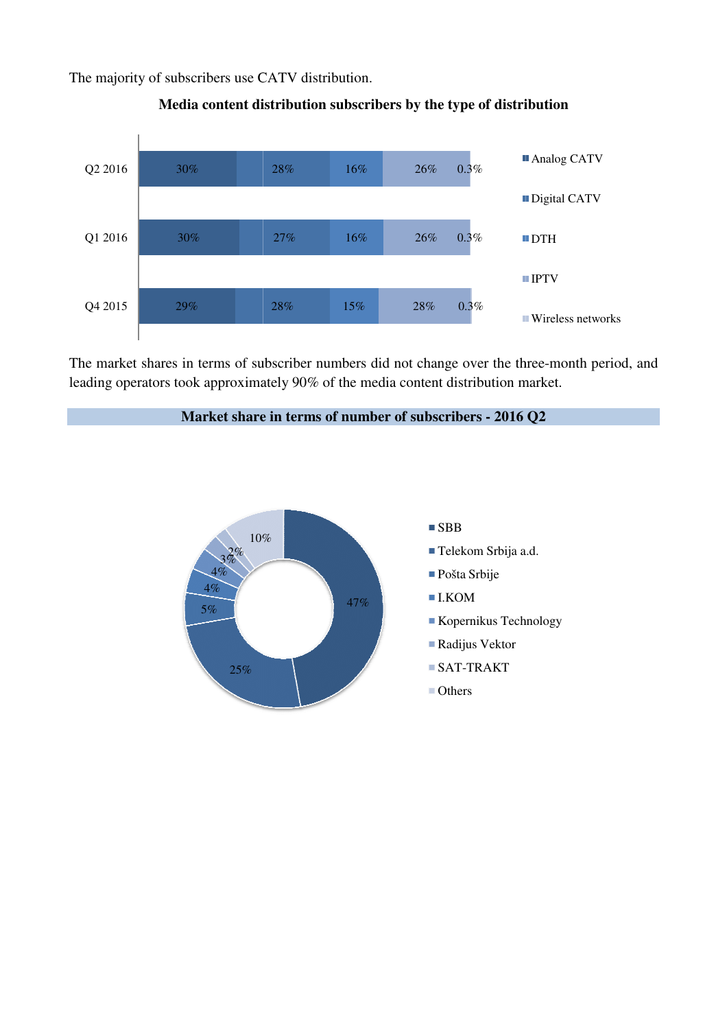The majority of subscribers use CATV distribution.

**Media content distribution subscribers by the type of distribution**

Q2 2016: 30% 28% 16% 26% 0.3%

Q1 2016: 30% 27% 16% 26% 0.3%

Q4 2015: 29% 28% 15% 28% 0.3%

Analog CATV
Digital CATV
DTH
IPTV
Wireless networks

The market shares in terms of subscriber numbers did not change over the three-month period, and leading operators took approximately 90% of the media content distribution market.

**Market share in terms of number of subscribers - 2016 Q2**

47%
25%
5%
4%
4%
3%
2%
10%

SBB
Telekom Srbija a.d.
Pošta Srbije
I.KOM
Kopernikus Technology
Radijus Vektor
SAT-TRAKT
Others